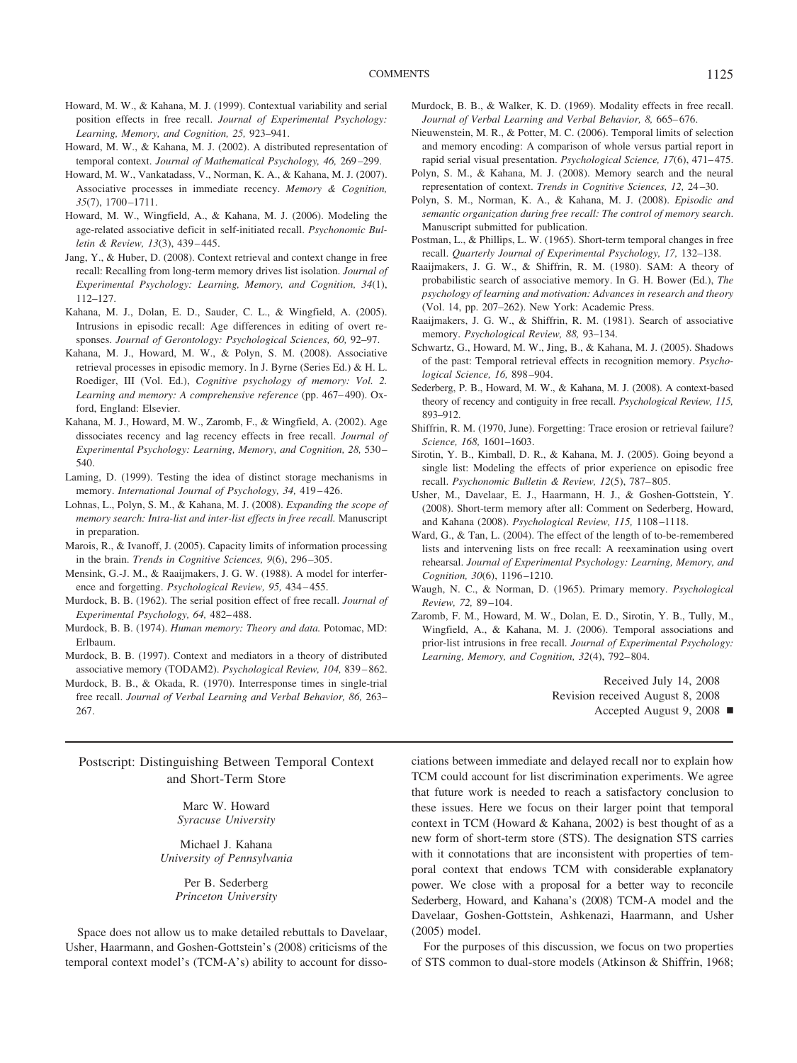Howard, M. W., & Kahana, M. J. (1999). Contextual variability and serial position effects in free recall. *Journal of Experimental Psychology: Learning, Memory, and Cognition, 25,* 923–941.

Howard, M. W., & Kahana, M. J. (2002). A distributed representation of temporal context. *Journal of Mathematical Psychology, 46,* 269–299.

Howard, M. W., Vankatadass, V., Norman, K. A., & Kahana, M. J. (2007). Associative processes in immediate recency. *Memory & Cognition, 35*(7), 1700–1711.

Howard, M. W., Wingfield, A., & Kahana, M. J. (2006). Modeling the age-related associative deficit in self-initiated recall. *Psychonomic Bulletin & Review, 13*(3), 439–445.

Jang, Y., & Huber, D. (2008). Context retrieval and context change in free recall: Recalling from long-term memory drives list isolation. *Journal of Experimental Psychology: Learning, Memory, and Cognition, 34*(1), 112–127.

Kahana, M. J., Dolan, E. D., Sauder, C. L., & Wingfield, A. (2005). Intrusions in episodic recall: Age differences in editing of overt responses. *Journal of Gerontology: Psychological Sciences, 60,* 92–97.

Kahana, M. J., Howard, M. W., & Polyn, S. M. (2008). Associative retrieval processes in episodic memory. In J. Byrne (Series Ed.) & H. L. Roediger, III (Vol. Ed.), *Cognitive psychology of memory: Vol. 2. Learning and memory: A comprehensive reference* (pp. 467–490). Oxford, England: Elsevier.

Kahana, M. J., Howard, M. W., Zaromb, F., & Wingfield, A. (2002). Age dissociates recency and lag recency effects in free recall. *Journal of Experimental Psychology: Learning, Memory, and Cognition, 28,* 530–540.

Laming, D. (1999). Testing the idea of distinct storage mechanisms in memory. *International Journal of Psychology, 34,* 419–426.

Lohnas, L., Polyn, S. M., & Kahana, M. J. (2008). *Expanding the scope of memory search: Intra-list and inter-list effects in free recall.* Manuscript in preparation.

Marois, R., & Ivanoff, J. (2005). Capacity limits of information processing in the brain. *Trends in Cognitive Sciences, 9*(6), 296–305.

Mensink, G.-J. M., & Raaijmakers, J. G. W. (1988). A model for interference and forgetting. *Psychological Review, 95,* 434–455.

Murdock, B. B. (1962). The serial position effect of free recall. *Journal of Experimental Psychology, 64,* 482–488.

Murdock, B. B. (1974). *Human memory: Theory and data.* Potomac, MD: Erlbaum.

Murdock, B. B. (1997). Context and mediators in a theory of distributed associative memory (TODAM2). *Psychological Review, 104,* 839–862.

Murdock, B. B., & Okada, R. (1970). Interresponse times in single-trial free recall. *Journal of Verbal Learning and Verbal Behavior, 86,* 263–267.

Murdock, B. B., & Walker, K. D. (1969). Modality effects in free recall. *Journal of Verbal Learning and Verbal Behavior, 8,* 665–676.

Nieuwenstein, M. R., & Potter, M. C. (2006). Temporal limits of selection and memory encoding: A comparison of whole versus partial report in rapid serial visual presentation. *Psychological Science, 17*(6), 471–475.

Polyn, S. M., & Kahana, M. J. (2008). Memory search and the neural representation of context. *Trends in Cognitive Sciences, 12,* 24–30.

Polyn, S. M., Norman, K. A., & Kahana, M. J. (2008). *Episodic and semantic organization during free recall: The control of memory search.* Manuscript submitted for publication.

Postman, L., & Phillips, L. W. (1965). Short-term temporal changes in free recall. *Quarterly Journal of Experimental Psychology, 17,* 132–138.

Raaijmakers, J. G. W., & Shiffrin, R. M. (1980). SAM: A theory of probabilistic search of associative memory. In G. H. Bower (Ed.), *The psychology of learning and motivation: Advances in research and theory* (Vol. 14, pp. 207–262). New York: Academic Press.

Raaijmakers, J. G. W., & Shiffrin, R. M. (1981). Search of associative memory. *Psychological Review, 88,* 93–134.

Schwartz, G., Howard, M. W., Jing, B., & Kahana, M. J. (2005). Shadows of the past: Temporal retrieval effects in recognition memory. *Psychological Science, 16,* 898–904.

Sederberg, P. B., Howard, M. W., & Kahana, M. J. (2008). A context-based theory of recency and contiguity in free recall. *Psychological Review, 115,* 893–912.

Shiffrin, R. M. (1970, June). Forgetting: Trace erosion or retrieval failure? *Science, 168,* 1601–1603.

Sirotin, Y. B., Kimball, D. R., & Kahana, M. J. (2005). Going beyond a single list: Modeling the effects of prior experience on episodic free recall. *Psychonomic Bulletin & Review, 12*(5), 787–805.

Usher, M., Davelaar, E. J., Haarmann, H. J., & Goshen-Gottstein, Y. (2008). Short-term memory after all: Comment on Sederberg, Howard, and Kahana (2008). *Psychological Review, 115,* 1108–1118.

Ward, G., & Tan, L. (2004). The effect of the length of to-be-remembered lists and intervening lists on free recall: A reexamination using overt rehearsal. *Journal of Experimental Psychology: Learning, Memory, and Cognition, 30*(6), 1196–1210.

Waugh, N. C., & Norman, D. (1965). Primary memory. *Psychological Review, 72,* 89–104.

Zaromb, F. M., Howard, M. W., Dolan, E. D., Sirotin, Y. B., Tully, M., Wingfield, A., & Kahana, M. J. (2006). Temporal associations and prior-list intrusions in free recall. *Journal of Experimental Psychology: Learning, Memory, and Cognition, 32*(4), 792–804.

Received July 14, 2008
Revision received August 8, 2008
Accepted August 9, 2008 ■

## Postscript: Distinguishing Between Temporal Context and Short-Term Store

Marc W. Howard
*Syracuse University*

Michael J. Kahana
*University of Pennsylvania*

Per B. Sederberg
*Princeton University*

Space does not allow us to make detailed rebuttals to Davelaar, Usher, Haarmann, and Goshen-Gottstein's (2008) criticisms of the temporal context model's (TCM-A's) ability to account for dissociations between immediate and delayed recall nor to explain how TCM could account for list discrimination experiments. We agree that future work is needed to reach a satisfactory conclusion to these issues. Here we focus on their larger point that temporal context in TCM (Howard & Kahana, 2002) is best thought of as a new form of short-term store (STS). The designation STS carries with it connotations that are inconsistent with properties of temporal context that endows TCM with considerable explanatory power. We close with a proposal for a better way to reconcile Sederberg, Howard, and Kahana's (2008) TCM-A model and the Davelaar, Goshen-Gottstein, Ashkenazi, Haarmann, and Usher (2005) model.

For the purposes of this discussion, we focus on two properties of STS common to dual-store models (Atkinson & Shiffrin, 1968;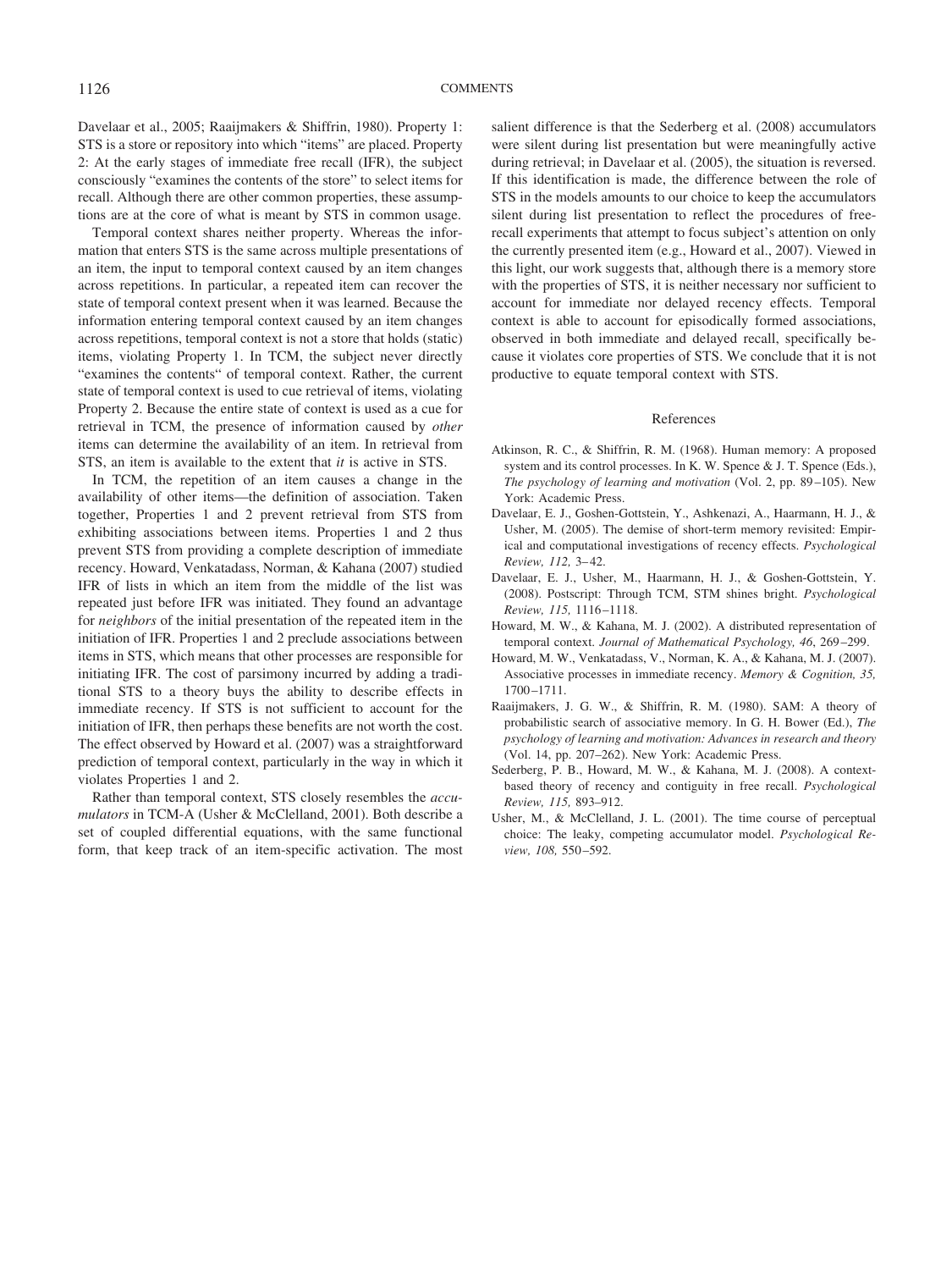Davelaar et al., 2005; Raaijmakers & Shiffrin, 1980). Property 1: STS is a store or repository into which "items" are placed. Property 2: At the early stages of immediate free recall (IFR), the subject consciously "examines the contents of the store" to select items for recall. Although there are other common properties, these assumptions are at the core of what is meant by STS in common usage.

Temporal context shares neither property. Whereas the information that enters STS is the same across multiple presentations of an item, the input to temporal context caused by an item changes across repetitions. In particular, a repeated item can recover the state of temporal context present when it was learned. Because the information entering temporal context caused by an item changes across repetitions, temporal context is not a store that holds (static) items, violating Property 1. In TCM, the subject never directly "examines the contents" of temporal context. Rather, the current state of temporal context is used to cue retrieval of items, violating Property 2. Because the entire state of context is used as a cue for retrieval in TCM, the presence of information caused by *other* items can determine the availability of an item. In retrieval from STS, an item is available to the extent that *it* is active in STS.

In TCM, the repetition of an item causes a change in the availability of other items—the definition of association. Taken together, Properties 1 and 2 prevent retrieval from STS from exhibiting associations between items. Properties 1 and 2 thus prevent STS from providing a complete description of immediate recency. Howard, Venkatadass, Norman, & Kahana (2007) studied IFR of lists in which an item from the middle of the list was repeated just before IFR was initiated. They found an advantage for *neighbors* of the initial presentation of the repeated item in the initiation of IFR. Properties 1 and 2 preclude associations between items in STS, which means that other processes are responsible for initiating IFR. The cost of parsimony incurred by adding a traditional STS to a theory buys the ability to describe effects in immediate recency. If STS is not sufficient to account for the initiation of IFR, then perhaps these benefits are not worth the cost. The effect observed by Howard et al. (2007) was a straightforward prediction of temporal context, particularly in the way in which it violates Properties 1 and 2.

Rather than temporal context, STS closely resembles the *accumulators* in TCM-A (Usher & McClelland, 2001). Both describe a set of coupled differential equations, with the same functional form, that keep track of an item-specific activation. The most salient difference is that the Sederberg et al. (2008) accumulators were silent during list presentation but were meaningfully active during retrieval; in Davelaar et al. (2005), the situation is reversed. If this identification is made, the difference between the role of STS in the models amounts to our choice to keep the accumulators silent during list presentation to reflect the procedures of free-recall experiments that attempt to focus subject's attention on only the currently presented item (e.g., Howard et al., 2007). Viewed in this light, our work suggests that, although there is a memory store with the properties of STS, it is neither necessary nor sufficient to account for immediate nor delayed recency effects. Temporal context is able to account for episodically formed associations, observed in both immediate and delayed recall, specifically because it violates core properties of STS. We conclude that it is not productive to equate temporal context with STS.

## References

Atkinson, R. C., & Shiffrin, R. M. (1968). Human memory: A proposed system and its control processes. In K. W. Spence & J. T. Spence (Eds.), *The psychology of learning and motivation* (Vol. 2, pp. 89–105). New York: Academic Press.

Davelaar, E. J., Goshen-Gottstein, Y., Ashkenazi, A., Haarmann, H. J., & Usher, M. (2005). The demise of short-term memory revisited: Empirical and computational investigations of recency effects. *Psychological Review, 112,* 3–42.

Davelaar, E. J., Usher, M., Haarmann, H. J., & Goshen-Gottstein, Y. (2008). Postscript: Through TCM, STM shines bright. *Psychological Review, 115,* 1116–1118.

Howard, M. W., & Kahana, M. J. (2002). A distributed representation of temporal context. *Journal of Mathematical Psychology, 46*, 269–299.

Howard, M. W., Venkatadass, V., Norman, K. A., & Kahana, M. J. (2007). Associative processes in immediate recency. *Memory & Cognition, 35,* 1700–1711.

Raaijmakers, J. G. W., & Shiffrin, R. M. (1980). SAM: A theory of probabilistic search of associative memory. In G. H. Bower (Ed.), *The psychology of learning and motivation: Advances in research and theory* (Vol. 14, pp. 207–262). New York: Academic Press.

Sederberg, P. B., Howard, M. W., & Kahana, M. J. (2008). A context-based theory of recency and contiguity in free recall. *Psychological Review, 115,* 893–912.

Usher, M., & McClelland, J. L. (2001). The time course of perceptual choice: The leaky, competing accumulator model. *Psychological Review, 108,* 550–592.